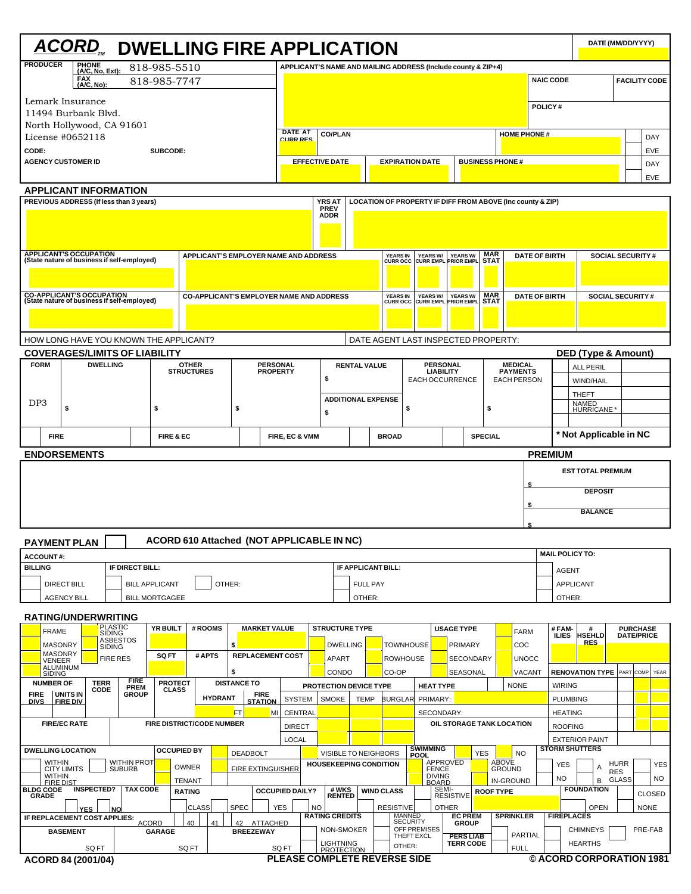# ACORD™ DWELLING FIRE APPLICATION

DATE (MM/DD/YYYY)

| PRODUCER | | APPLICANT'S NAME AND MAILING ADDRESS (Include county & ZIP+4) | |
|---|---|---|---|
| PHONE (A/C, No, Ext): 818-985-5510 | FAX (A/C, No): 818-985-7747 | NAIC CODE | FACILITY CODE |
| Lemark Insurance<br>11494 Burbank Blvd.<br>North Hollywood, CA 91601<br>License #0652118 | | POLICY # | |
| CODE: | SUBCODE: | DATE AT CURR RES | CO/PLAN |
| AGENCY CUSTOMER ID | | HOME PHONE # | DAY / EVE |
| | | EFFECTIVE DATE | EXPIRATION DATE |
| | | BUSINESS PHONE # | DAY / EVE |

## APPLICANT INFORMATION

| PREVIOUS ADDRESS (If less than 3 years) | YRS AT PREV ADDR | LOCATION OF PROPERTY IF DIFF FROM ABOVE (Inc county & ZIP) |
|---|---|---|
| | | |

| APPLICANT'S OCCUPATION (State nature of business if self-employed) | APPLICANT'S EMPLOYER NAME AND ADDRESS | YEARS IN CURR OCC | YEARS W/ CURR EMPL | YEARS W/ PRIOR EMPL | MAR STAT | DATE OF BIRTH | SOCIAL SECURITY # |
|---|---|---|---|---|---|---|---|
| | | | | | | | |

| CO-APPLICANT'S OCCUPATION (State nature of business if self-employed) | CO-APPLICANT'S EMPLOYER NAME AND ADDRESS | YEARS IN CURR OCC | YEARS W/ CURR EMPL | YEARS W/ PRIOR EMPL | MAR STAT | DATE OF BIRTH | SOCIAL SECURITY # |
|---|---|---|---|---|---|---|---|
| | | | | | | | |

HOW LONG HAVE YOU KNOWN THE APPLICANT? | DATE AGENT LAST INSPECTED PROPERTY:

## COVERAGES/LIMITS OF LIABILITY

| FORM | DWELLING | OTHER STRUCTURES | PERSONAL PROPERTY | RENTAL VALUE | PERSONAL LIABILITY EACH OCCURRENCE | MEDICAL PAYMENTS EACH PERSON |
|---|---|---|---|---|---|---|
| DP3 | $ | $ | $ | $ | | |
| | | | | ADDITIONAL EXPENSE $ | $ | $ |

| FIRE | FIRE & EC | FIRE, EC & VMM | BROAD | SPECIAL |
|---|---|---|---|---|
| | | | | |

**DED (Type & Amount)**

| | |
|---|---|
| ALL PERIL | |
| WIND/HAIL | |
| THEFT | |
| NAMED HURRICANE * | |

* Not Applicable in NC

## ENDORSEMENTS

**PREMIUM**

| |
|---|
| EST TOTAL PREMIUM $ |
| DEPOSIT $ |
| BALANCE $ |

## PAYMENT PLAN

ACORD 610 Attached (NOT APPLICABLE IN NC)

| ACCOUNT #: | | | MAIL POLICY TO: |
|---|---|---|---|
| BILLING | IF DIRECT BILL: | IF APPLICANT BILL: | AGENT |
| DIRECT BILL | BILL APPLICANT / OTHER: | FULL PAY | APPLICANT |
| AGENCY BILL | BILL MORTGAGEE | OTHER: | OTHER: |

## RATING/UNDERWRITING

| Construction | | YR BUILT | # ROOMS | MARKET VALUE | STRUCTURE TYPE | | USAGE TYPE | | # FAMILIES | # HSEHLD RES | PURCHASE DATE/PRICE |
|---|---|---|---|---|---|---|---|---|---|---|---|
| FRAME | PLASTIC SIDING | | | $ | DWELLING | TOWNHOUSE | PRIMARY | FARM | | | |
| MASONRY | ASBESTOS SIDING | SQ FT | # APTS | REPLACEMENT COST | APART | ROWHOUSE | SECONDARY | COC | | | |
| MASONRY VENEER | FIRE RES | | | $ | CONDO | CO-OP | SEASONAL | UNOCC | | | |
| ALUMINUM SIDING | | | | | | | | VACANT | | | |

| NUMBER OF FIRE DIVS | UNITS IN FIRE DIV | TERR CODE | FIRE PREM GROUP | PROTECT CLASS | DISTANCE TO HYDRANT | FIRE STATION |
|---|---|---|---|---|---|---|
| | | | | | FT | MI |

| FIRE/EC RATE | FIRE DISTRICT/CODE NUMBER |
|---|---|
| | |

| PROTECTION DEVICE TYPE | SMOKE | TEMP | BURGLAR |
|---|---|---|---|
| CENTRAL | | | |
| DIRECT | | | |
| LOCAL | | | |

HEAT TYPE: NONE | PRIMARY: | SECONDARY:

OIL STORAGE TANK LOCATION

| RENOVATION TYPE | PART | COMP | YEAR |
|---|---|---|---|
| WIRING | | | |
| PLUMBING | | | |
| HEATING | | | |
| ROOFING | | | |
| EXTERIOR PAINT | | | |

| DWELLING LOCATION | | OCCUPIED BY | |
|---|---|---|---|
| WITHIN CITY LIMITS | WITHIN PROT SUBURB | OWNER | |
| WITHIN FIRE DIST | | TENANT | |

DEADBOLT | FIRE EXTINGUISHER | VISIBLE TO NEIGHBORS | HOUSEKEEPING CONDITION

| SWIMMING POOL | YES | NO |
|---|---|---|
| APPROVED FENCE | ABOVE GROUND | |
| DIVING BOARD | IN-GROUND | |

| STORM SHUTTERS | | HURR RES GLASS | |
|---|---|---|---|
| YES | A | | YES |
| NO | B | | NO |

| BLDG CODE GRADE | INSPECTED? | TAX CODE | RATING | OCCUPIED DAILY? | # WKS RENTED | WIND CLASS | ROOF TYPE | FOUNDATION |
|---|---|---|---|---|---|---|---|---|
| | YES / NO | | CLASS / SPEC | YES / NO | | RESISTIVE / SEMI-RESISTIVE / OTHER | | CLOSED / OPEN / NONE |

IF REPLACEMENT COST APPLIES: ACORD 40 / 41 / 42 ATTACHED

| BASEMENT | GARAGE | BREEZEWAY |
|---|---|---|
| SQ FT | SQ FT | SQ FT |

| RATING CREDITS | | EC PREM GROUP | SPRINKLER | FIREPLACES | |
|---|---|---|---|---|---|
| NON-SMOKER | MANNED SECURITY | | PARTIAL | CHIMNEYS | PRE-FAB |
| LIGHTNING PROTECTION | OFF PREMISES THEFT EXCL | PERS LIAB TERR CODE | FULL | HEARTHS | |
| | OTHER: | | | | |

ACORD 84 (2001/04) — PLEASE COMPLETE REVERSE SIDE — © ACORD CORPORATION 1981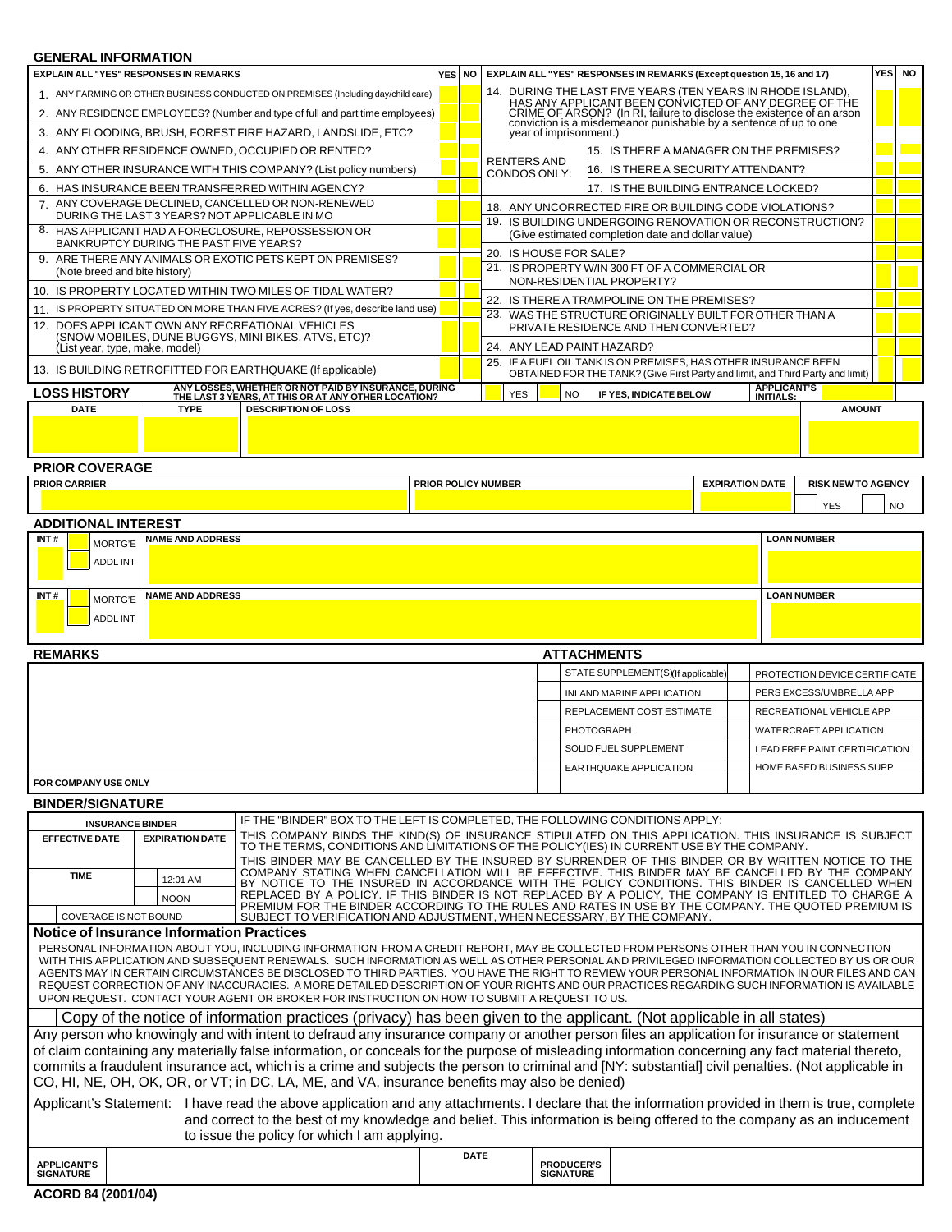## GENERAL INFORMATION

| EXPLAIN ALL "YES" RESPONSES IN REMARKS | YES | NO | EXPLAIN ALL "YES" RESPONSES IN REMARKS (Except question 15, 16 and 17) | YES | NO |
|---|---|---|---|---|---|
| 1. ANY FARMING OR OTHER BUSINESS CONDUCTED ON PREMISES (Including day/child care) | | | 14. DURING THE LAST FIVE YEARS (TEN YEARS IN RHODE ISLAND), HAS ANY APPLICANT BEEN CONVICTED OF ANY DEGREE OF THE CRIME OF ARSON? (In RI, failure to disclose the existence of an arson conviction is a misdemeanor punishable by a sentence of up to one year of imprisonment.) | | |
| 2. ANY RESIDENCE EMPLOYEES? (Number and type of full and part time employees) | | | | | |
| 3. ANY FLOODING, BRUSH, FOREST FIRE HAZARD, LANDSLIDE, ETC? | | | | | |
| 4. ANY OTHER RESIDENCE OWNED, OCCUPIED OR RENTED? | | | RENTERS AND CONDOS ONLY: 15. IS THERE A MANAGER ON THE PREMISES? | | |
| 5. ANY OTHER INSURANCE WITH THIS COMPANY? (List policy numbers) | | | 16. IS THERE A SECURITY ATTENDANT? | | |
| 6. HAS INSURANCE BEEN TRANSFERRED WITHIN AGENCY? | | | 17. IS THE BUILDING ENTRANCE LOCKED? | | |
| 7. ANY COVERAGE DECLINED, CANCELLED OR NON-RENEWED DURING THE LAST 3 YEARS? NOT APPLICABLE IN MO | | | 18. ANY UNCORRECTED FIRE OR BUILDING CODE VIOLATIONS? | | |
| 8. HAS APPLICANT HAD A FORECLOSURE, REPOSSESSION OR BANKRUPTCY DURING THE PAST FIVE YEARS? | | | 19. IS BUILDING UNDERGOING RENOVATION OR RECONSTRUCTION? (Give estimated completion date and dollar value) | | |
| 9. ARE THERE ANY ANIMALS OR EXOTIC PETS KEPT ON PREMISES? (Note breed and bite history) | | | 20. IS HOUSE FOR SALE? | | |
| | | | 21. IS PROPERTY W/IN 300 FT OF A COMMERCIAL OR NON-RESIDENTIAL PROPERTY? | | |
| 10. IS PROPERTY LOCATED WITHIN TWO MILES OF TIDAL WATER? | | | 22. IS THERE A TRAMPOLINE ON THE PREMISES? | | |
| 11. IS PROPERTY SITUATED ON MORE THAN FIVE ACRES? (If yes, describe land use) | | | 23. WAS THE STRUCTURE ORIGINALLY BUILT FOR OTHER THAN A PRIVATE RESIDENCE AND THEN CONVERTED? | | |
| 12. DOES APPLICANT OWN ANY RECREATIONAL VEHICLES (SNOW MOBILES, DUNE BUGGYS, MINI BIKES, ATVS, ETC)? (List year, type, make, model) | | | 24. ANY LEAD PAINT HAZARD? | | |
| 13. IS BUILDING RETROFITTED FOR EARTHQUAKE (If applicable) | | | 25. IF A FUEL OIL TANK IS ON PREMISES, HAS OTHER INSURANCE BEEN OBTAINED FOR THE TANK? (Give First Party and limit, and Third Party and limit) | | |

## LOSS HISTORY

ANY LOSSES, WHETHER OR NOT PAID BY INSURANCE, DURING THE LAST 3 YEARS, AT THIS OR AT ANY OTHER LOCATION? YES NO IF YES, INDICATE BELOW APPLICANT'S INITIALS:

| DATE | TYPE | DESCRIPTION OF LOSS | AMOUNT |
|---|---|---|---|
| | | | |

## PRIOR COVERAGE

| PRIOR CARRIER | PRIOR POLICY NUMBER | EXPIRATION DATE | RISK NEW TO AGENCY |
|---|---|---|---|
| | | | YES NO |

## ADDITIONAL INTEREST

| INT # | | NAME AND ADDRESS | LOAN NUMBER |
|---|---|---|---|
| | MORTG'E / ADDL INT | | |
| | MORTG'E / ADDL INT | | |

## REMARKS

FOR COMPANY USE ONLY

## ATTACHMENTS

| | | | |
|---|---|---|---|
| | STATE SUPPLEMENT(S)(If applicable) | | PROTECTION DEVICE CERTIFICATE |
| | INLAND MARINE APPLICATION | | PERS EXCESS/UMBRELLA APP |
| | REPLACEMENT COST ESTIMATE | | RECREATIONAL VEHICLE APP |
| | PHOTOGRAPH | | WATERCRAFT APPLICATION |
| | SOLID FUEL SUPPLEMENT | | LEAD FREE PAINT CERTIFICATION |
| | EARTHQUAKE APPLICATION | | HOME BASED BUSINESS SUPP |

## BINDER/SIGNATURE

| INSURANCE BINDER | |
|---|---|
| EFFECTIVE DATE | EXPIRATION DATE |
| TIME | 12:01 AM / NOON |
| COVERAGE IS NOT BOUND | |

IF THE "BINDER" BOX TO THE LEFT IS COMPLETED, THE FOLLOWING CONDITIONS APPLY:

THIS COMPANY BINDS THE KIND(S) OF INSURANCE STIPULATED ON THIS APPLICATION. THIS INSURANCE IS SUBJECT TO THE TERMS, CONDITIONS AND LIMITATIONS OF THE POLICY(IES) IN CURRENT USE BY THE COMPANY.

THIS BINDER MAY BE CANCELLED BY THE INSURED BY SURRENDER OF THIS BINDER OR BY WRITTEN NOTICE TO THE COMPANY STATING WHEN CANCELLATION WILL BE EFFECTIVE. THIS BINDER MAY BE CANCELLED BY THE COMPANY BY NOTICE TO THE INSURED IN ACCORDANCE WITH THE POLICY CONDITIONS. THIS BINDER IS CANCELLED WHEN REPLACED BY A POLICY. IF THIS BINDER IS NOT REPLACED BY A POLICY, THE COMPANY IS ENTITLED TO CHARGE A PREMIUM FOR THE BINDER ACCORDING TO THE RULES AND RATES IN USE BY THE COMPANY. THE QUOTED PREMIUM IS SUBJECT TO VERIFICATION AND ADJUSTMENT, WHEN NECESSARY, BY THE COMPANY.

### Notice of Insurance Information Practices

PERSONAL INFORMATION ABOUT YOU, INCLUDING INFORMATION FROM A CREDIT REPORT, MAY BE COLLECTED FROM PERSONS OTHER THAN YOU IN CONNECTION WITH THIS APPLICATION AND SUBSEQUENT RENEWALS. SUCH INFORMATION AS WELL AS OTHER PERSONAL AND PRIVILEGED INFORMATION COLLECTED BY US OR OUR AGENTS MAY IN CERTAIN CIRCUMSTANCES BE DISCLOSED TO THIRD PARTIES. YOU HAVE THE RIGHT TO REVIEW YOUR PERSONAL INFORMATION IN OUR FILES AND CAN REQUEST CORRECTION OF ANY INACCURACIES. A MORE DETAILED DESCRIPTION OF YOUR RIGHTS AND OUR PRACTICES REGARDING SUCH INFORMATION IS AVAILABLE UPON REQUEST. CONTACT YOUR AGENT OR BROKER FOR INSTRUCTION ON HOW TO SUBMIT A REQUEST TO US.

Copy of the notice of information practices (privacy) has been given to the applicant. (Not applicable in all states)

Any person who knowingly and with intent to defraud any insurance company or another person files an application for insurance or statement of claim containing any materially false information, or conceals for the purpose of misleading information concerning any fact material thereto, commits a fraudulent insurance act, which is a crime and subjects the person to criminal and [NY: substantial] civil penalties. (Not applicable in CO, HI, NE, OH, OK, OR, or VT; in DC, LA, ME, and VA, insurance benefits may also be denied)

Applicant's Statement: I have read the above application and any attachments. I declare that the information provided in them is true, complete and correct to the best of my knowledge and belief. This information is being offered to the company as an inducement to issue the policy for which I am applying.

| APPLICANT'S SIGNATURE | | DATE | PRODUCER'S SIGNATURE | |
|---|---|---|---|---|

ACORD 84 (2001/04)